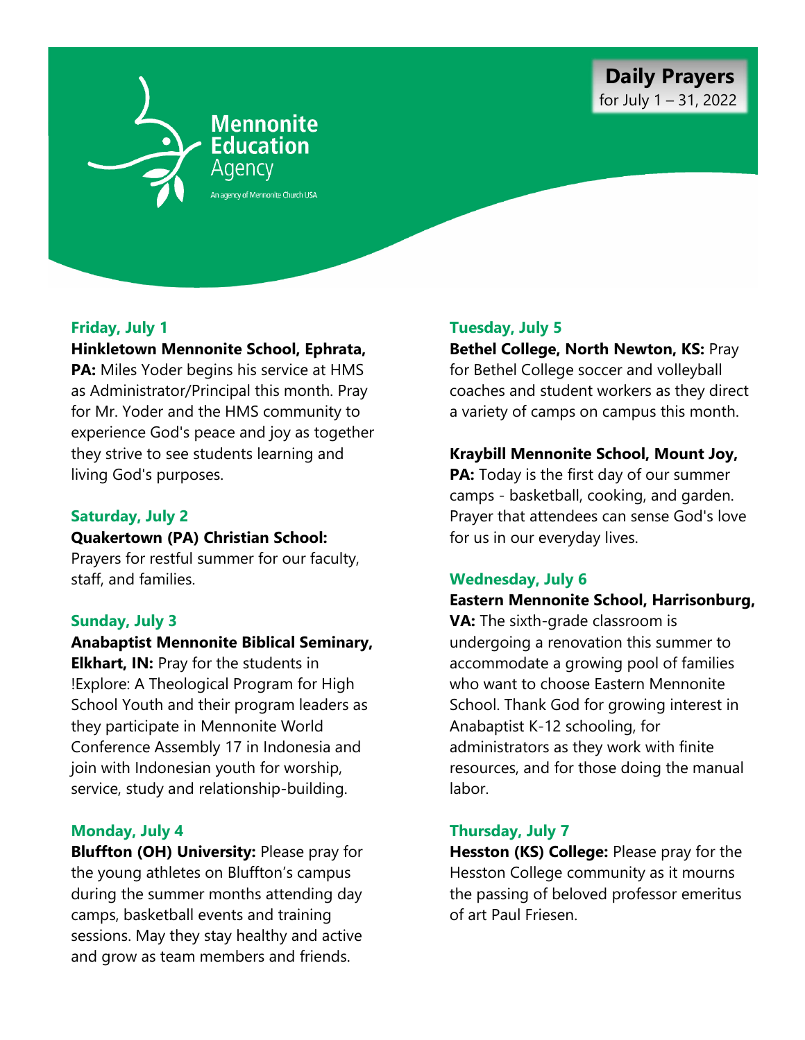Mennonite Education Agency

An agency of Mennonite Church USA

# Daily Prayers

for July 1 – 31, 2022

### Friday, July 1

**Hinkletown Mennonite School, Ephrata, PA:** Miles Yoder begins his service at HMS as Administrator/Principal this month. Pray for Mr. Yoder and the HMS community to experience God's peace and joy as together they strive to see students learning and living God's purposes.

### Saturday, July 2

**Quakertown (PA) Christian School:** Prayers for restful summer for our faculty, staff, and families.

### Sunday, July 3

**Anabaptist Mennonite Biblical Seminary, Elkhart, IN:** Pray for the students in !Explore: A Theological Program for High School Youth and their program leaders as they participate in Mennonite World Conference Assembly 17 in Indonesia and join with Indonesian youth for worship, service, study and relationship-building.

### Monday, July 4

**Bluffton (OH) University:** Please pray for the young athletes on Bluffton's campus during the summer months attending day camps, basketball events and training sessions. May they stay healthy and active and grow as team members and friends.

### Tuesday, July 5

**Bethel College, North Newton, KS:** Pray for Bethel College soccer and volleyball coaches and student workers as they direct a variety of camps on campus this month.

**Kraybill Mennonite School, Mount Joy, PA:** Today is the first day of our summer camps - basketball, cooking, and garden. Prayer that attendees can sense God's love for us in our everyday lives.

### Wednesday, July 6

**Eastern Mennonite School, Harrisonburg, VA:** The sixth-grade classroom is undergoing a renovation this summer to accommodate a growing pool of families who want to choose Eastern Mennonite School. Thank God for growing interest in Anabaptist K-12 schooling, for administrators as they work with finite resources, and for those doing the manual labor.

### Thursday, July 7

**Hesston (KS) College:** Please pray for the Hesston College community as it mourns the passing of beloved professor emeritus of art Paul Friesen.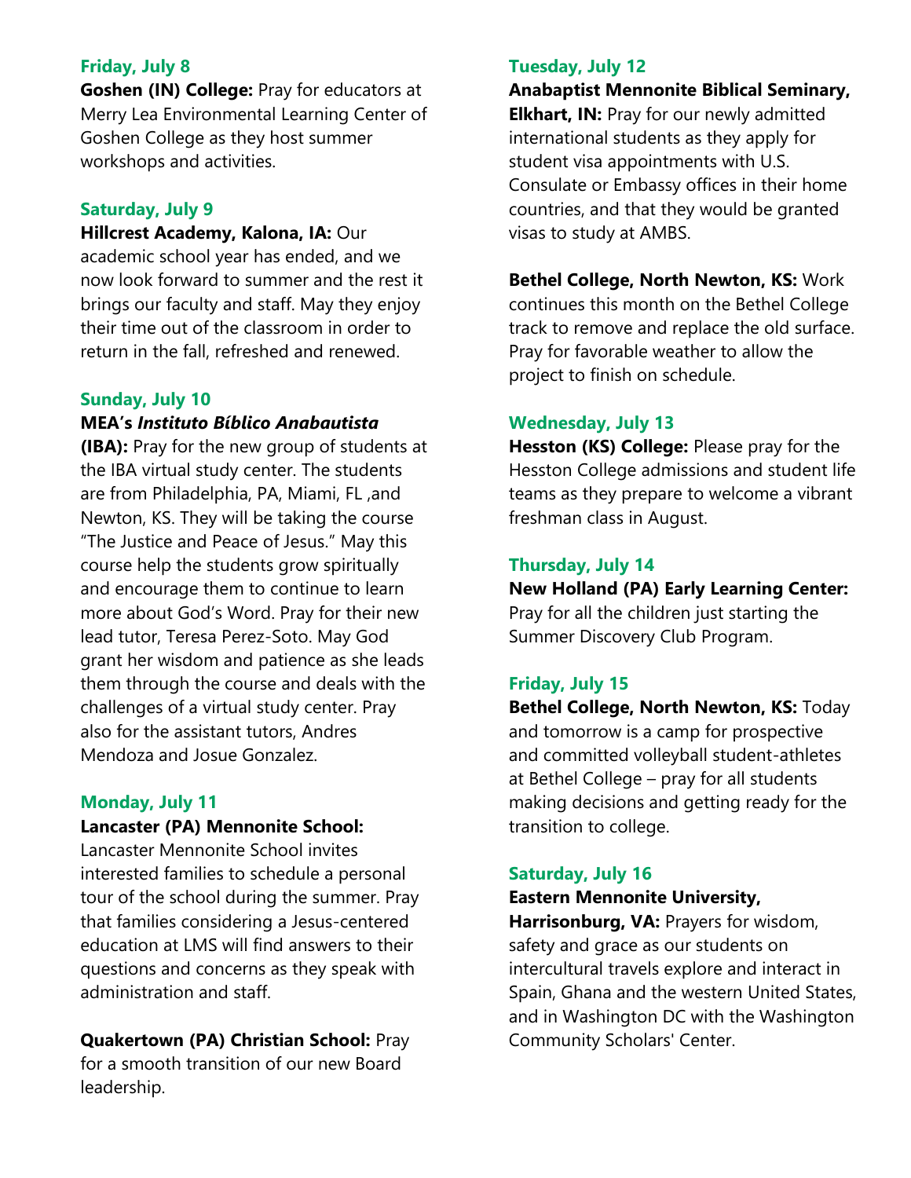### Friday, July 8

**Goshen (IN) College:** Pray for educators at Merry Lea Environmental Learning Center of Goshen College as they host summer workshops and activities.

### Saturday, July 9

**Hillcrest Academy, Kalona, IA:** Our academic school year has ended, and we now look forward to summer and the rest it brings our faculty and staff. May they enjoy their time out of the classroom in order to return in the fall, refreshed and renewed.

### Sunday, July 10

**MEA's *Instituto Bíblico Anabautista* (IBA):** Pray for the new group of students at the IBA virtual study center. The students are from Philadelphia, PA, Miami, FL ,and Newton, KS. They will be taking the course "The Justice and Peace of Jesus." May this course help the students grow spiritually and encourage them to continue to learn more about God's Word. Pray for their new lead tutor, Teresa Perez-Soto. May God grant her wisdom and patience as she leads them through the course and deals with the challenges of a virtual study center. Pray also for the assistant tutors, Andres Mendoza and Josue Gonzalez.

### Monday, July 11

**Lancaster (PA) Mennonite School:** Lancaster Mennonite School invites interested families to schedule a personal tour of the school during the summer. Pray that families considering a Jesus-centered education at LMS will find answers to their questions and concerns as they speak with administration and staff.

**Quakertown (PA) Christian School:** Pray for a smooth transition of our new Board leadership.

### Tuesday, July 12

**Anabaptist Mennonite Biblical Seminary, Elkhart, IN:** Pray for our newly admitted international students as they apply for student visa appointments with U.S. Consulate or Embassy offices in their home countries, and that they would be granted visas to study at AMBS.

**Bethel College, North Newton, KS:** Work continues this month on the Bethel College track to remove and replace the old surface. Pray for favorable weather to allow the project to finish on schedule.

### Wednesday, July 13

**Hesston (KS) College:** Please pray for the Hesston College admissions and student life teams as they prepare to welcome a vibrant freshman class in August.

### Thursday, July 14

**New Holland (PA) Early Learning Center:** Pray for all the children just starting the Summer Discovery Club Program.

### Friday, July 15

**Bethel College, North Newton, KS:** Today and tomorrow is a camp for prospective and committed volleyball student-athletes at Bethel College – pray for all students making decisions and getting ready for the transition to college.

### Saturday, July 16

**Eastern Mennonite University, Harrisonburg, VA:** Prayers for wisdom, safety and grace as our students on intercultural travels explore and interact in Spain, Ghana and the western United States, and in Washington DC with the Washington Community Scholars' Center.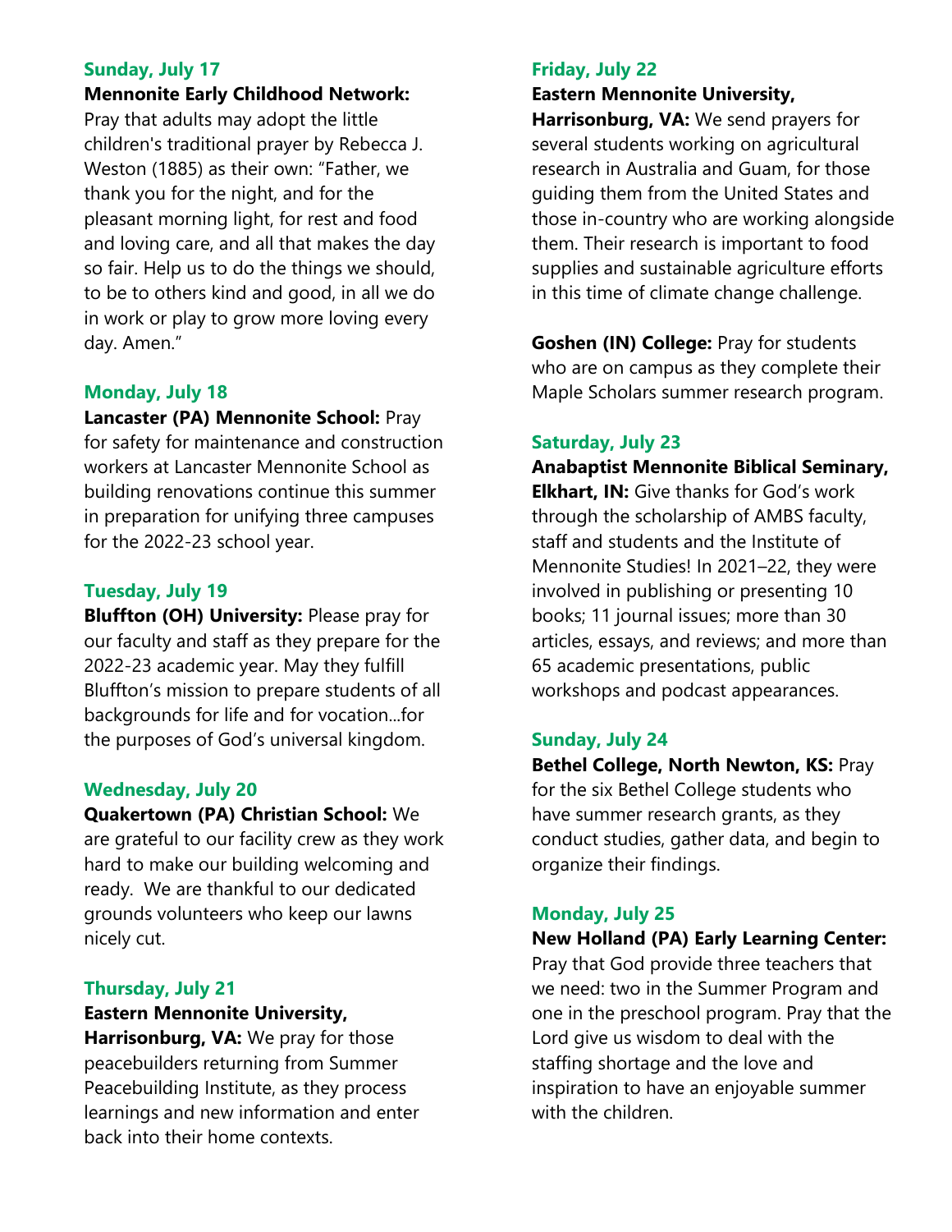### Sunday, July 17

**Mennonite Early Childhood Network:** Pray that adults may adopt the little children's traditional prayer by Rebecca J. Weston (1885) as their own: "Father, we thank you for the night, and for the pleasant morning light, for rest and food and loving care, and all that makes the day so fair. Help us to do the things we should, to be to others kind and good, in all we do in work or play to grow more loving every day. Amen."

### Monday, July 18

**Lancaster (PA) Mennonite School:** Pray for safety for maintenance and construction workers at Lancaster Mennonite School as building renovations continue this summer in preparation for unifying three campuses for the 2022-23 school year.

### Tuesday, July 19

**Bluffton (OH) University:** Please pray for our faculty and staff as they prepare for the 2022-23 academic year. May they fulfill Bluffton's mission to prepare students of all backgrounds for life and for vocation...for the purposes of God's universal kingdom.

### Wednesday, July 20

**Quakertown (PA) Christian School:** We are grateful to our facility crew as they work hard to make our building welcoming and ready. We are thankful to our dedicated grounds volunteers who keep our lawns nicely cut.

### Thursday, July 21

**Eastern Mennonite University, Harrisonburg, VA:** We pray for those peacebuilders returning from Summer Peacebuilding Institute, as they process learnings and new information and enter back into their home contexts.

### Friday, July 22

**Eastern Mennonite University, Harrisonburg, VA:** We send prayers for several students working on agricultural research in Australia and Guam, for those guiding them from the United States and those in-country who are working alongside them. Their research is important to food supplies and sustainable agriculture efforts in this time of climate change challenge.

**Goshen (IN) College:** Pray for students who are on campus as they complete their Maple Scholars summer research program.

### Saturday, July 23

**Anabaptist Mennonite Biblical Seminary, Elkhart, IN:** Give thanks for God's work through the scholarship of AMBS faculty, staff and students and the Institute of Mennonite Studies! In 2021–22, they were involved in publishing or presenting 10 books; 11 journal issues; more than 30 articles, essays, and reviews; and more than 65 academic presentations, public workshops and podcast appearances.

### Sunday, July 24

**Bethel College, North Newton, KS:** Pray for the six Bethel College students who have summer research grants, as they conduct studies, gather data, and begin to organize their findings.

### Monday, July 25

**New Holland (PA) Early Learning Center:** Pray that God provide three teachers that we need: two in the Summer Program and one in the preschool program. Pray that the Lord give us wisdom to deal with the staffing shortage and the love and inspiration to have an enjoyable summer with the children.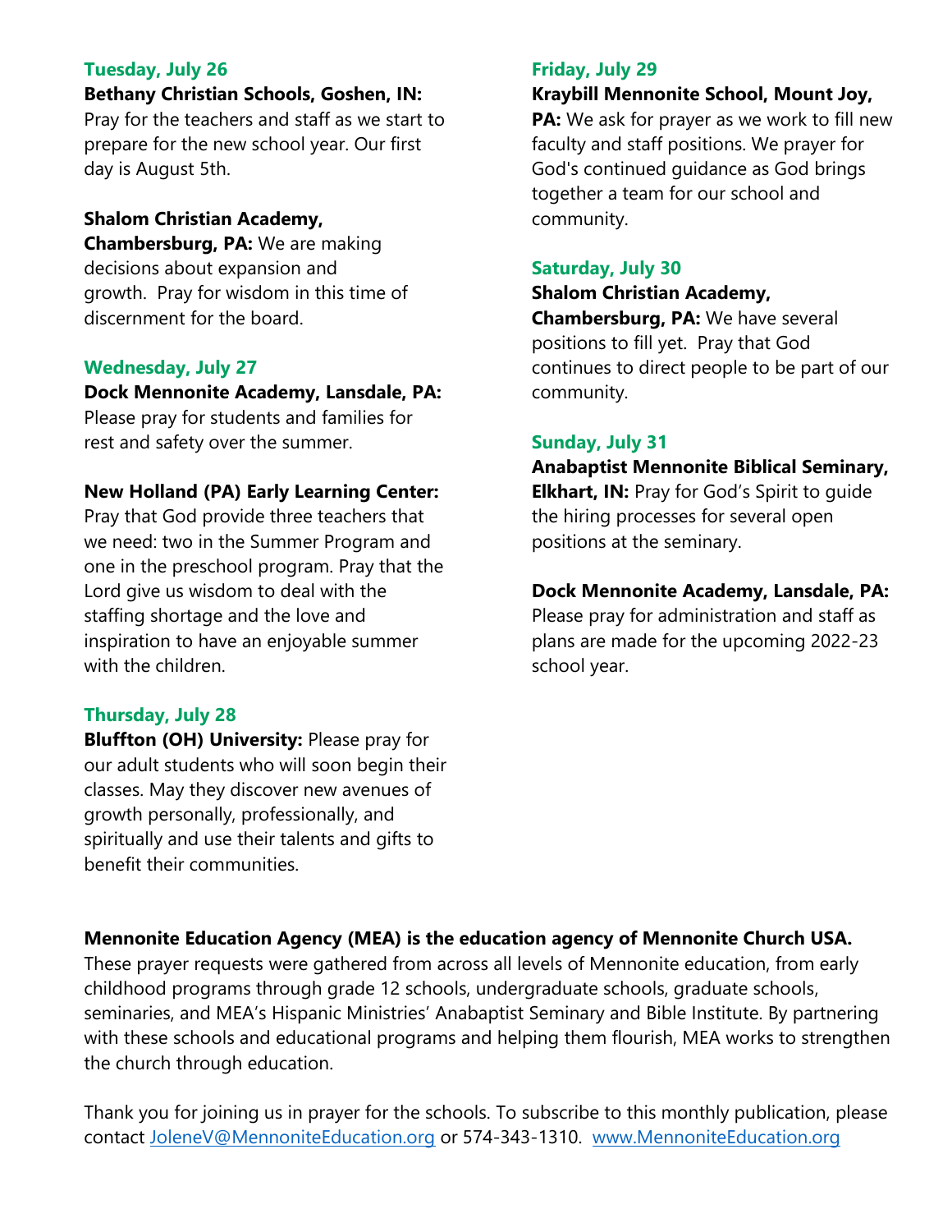**Tuesday, July 26**

**Bethany Christian Schools, Goshen, IN:** Pray for the teachers and staff as we start to prepare for the new school year. Our first day is August 5th.

**Shalom Christian Academy, Chambersburg, PA:** We are making decisions about expansion and growth. Pray for wisdom in this time of discernment for the board.

**Wednesday, July 27**

**Dock Mennonite Academy, Lansdale, PA:** Please pray for students and families for rest and safety over the summer.

**New Holland (PA) Early Learning Center:** Pray that God provide three teachers that we need: two in the Summer Program and one in the preschool program. Pray that the Lord give us wisdom to deal with the staffing shortage and the love and inspiration to have an enjoyable summer with the children.

**Thursday, July 28**

**Bluffton (OH) University:** Please pray for our adult students who will soon begin their classes. May they discover new avenues of growth personally, professionally, and spiritually and use their talents and gifts to benefit their communities.

**Friday, July 29**

**Kraybill Mennonite School, Mount Joy, PA:** We ask for prayer as we work to fill new faculty and staff positions. We prayer for God's continued guidance as God brings together a team for our school and community.

**Saturday, July 30**

**Shalom Christian Academy, Chambersburg, PA:** We have several positions to fill yet. Pray that God continues to direct people to be part of our community.

**Sunday, July 31**

**Anabaptist Mennonite Biblical Seminary, Elkhart, IN:** Pray for God's Spirit to guide the hiring processes for several open positions at the seminary.

**Dock Mennonite Academy, Lansdale, PA:** Please pray for administration and staff as plans are made for the upcoming 2022-23 school year.

**Mennonite Education Agency (MEA) is the education agency of Mennonite Church USA.** These prayer requests were gathered from across all levels of Mennonite education, from early childhood programs through grade 12 schools, undergraduate schools, graduate schools, seminaries, and MEA's Hispanic Ministries' Anabaptist Seminary and Bible Institute. By partnering with these schools and educational programs and helping them flourish, MEA works to strengthen the church through education.

Thank you for joining us in prayer for the schools. To subscribe to this monthly publication, please contact JoleneV@MennoniteEducation.org or 574-343-1310. www.MennoniteEducation.org